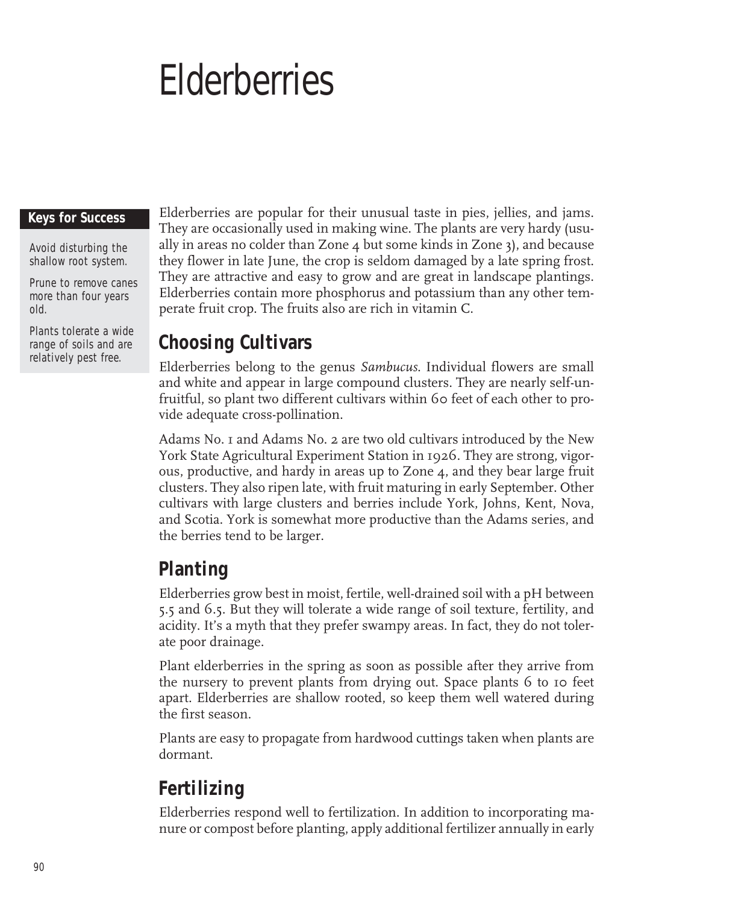# Elderberries

**Keys for Success**

Avoid disturbing the shallow root system.

Prune to remove canes more than four years old.

Plants tolerate a wide range of soils and are relatively pest free.

Elderberries are popular for their unusual taste in pies, jellies, and jams. They are occasionally used in making wine. The plants are very hardy (usually in areas no colder than Zone 4 but some kinds in Zone 3), and because they flower in late June, the crop is seldom damaged by a late spring frost. They are attractive and easy to grow and are great in landscape plantings. Elderberries contain more phosphorus and potassium than any other temperate fruit crop. The fruits also are rich in vitamin C.

## Choosing Cultivars

Elderberries belong to the genus *Sambucus*. Individual flowers are small and white and appear in large compound clusters. They are nearly self-unfruitful, so plant two different cultivars within 60 feet of each other to provide adequate cross-pollination.

Adams No. 1 and Adams No. 2 are two old cultivars introduced by the New York State Agricultural Experiment Station in 1926. They are strong, vigorous, productive, and hardy in areas up to Zone 4, and they bear large fruit clusters. They also ripen late, with fruit maturing in early September. Other cultivars with large clusters and berries include York, Johns, Kent, Nova, and Scotia. York is somewhat more productive than the Adams series, and the berries tend to be larger.

## Planting

Elderberries grow best in moist, fertile, well-drained soil with a pH between 5.5 and 6.5. But they will tolerate a wide range of soil texture, fertility, and acidity. It's a myth that they prefer swampy areas. In fact, they do not tolerate poor drainage.

Plant elderberries in the spring as soon as possible after they arrive from the nursery to prevent plants from drying out. Space plants 6 to 10 feet apart. Elderberries are shallow rooted, so keep them well watered during the first season.

Plants are easy to propagate from hardwood cuttings taken when plants are dormant.

## Fertilizing

Elderberries respond well to fertilization. In addition to incorporating manure or compost before planting, apply additional fertilizer annually in early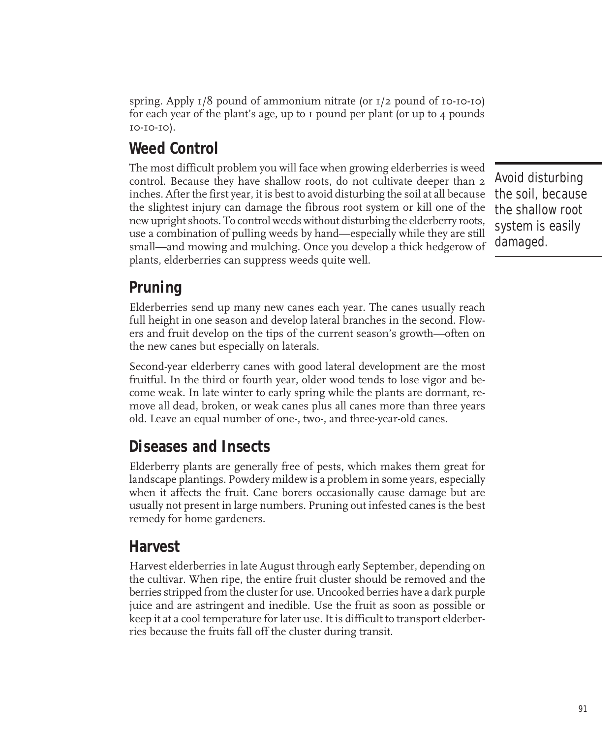spring. Apply 1/8 pound of ammonium nitrate (or 1/2 pound of 10-10-10) for each year of the plant's age, up to 1 pound per plant (or up to 4 pounds 10-10-10).

## Weed Control

The most difficult problem you will face when growing elderberries is weed control. Because they have shallow roots, do not cultivate deeper than 2 inches. After the first year, it is best to avoid disturbing the soil at all because the slightest injury can damage the fibrous root system or kill one of the new upright shoots. To control weeds without disturbing the elderberry roots, use a combination of pulling weeds by hand—especially while they are still small—and mowing and mulching. Once you develop a thick hedgerow of plants, elderberries can suppress weeds quite well.

*Avoid disturbing the soil, because the shallow root system is easily damaged.*

## Pruning

Elderberries send up many new canes each year. The canes usually reach full height in one season and develop lateral branches in the second. Flowers and fruit develop on the tips of the current season's growth—often on the new canes but especially on laterals.

Second-year elderberry canes with good lateral development are the most fruitful. In the third or fourth year, older wood tends to lose vigor and become weak. In late winter to early spring while the plants are dormant, remove all dead, broken, or weak canes plus all canes more than three years old. Leave an equal number of one-, two-, and three-year-old canes.

## Diseases and Insects

Elderberry plants are generally free of pests, which makes them great for landscape plantings. Powdery mildew is a problem in some years, especially when it affects the fruit. Cane borers occasionally cause damage but are usually not present in large numbers. Pruning out infested canes is the best remedy for home gardeners.

## Harvest

Harvest elderberries in late August through early September, depending on the cultivar. When ripe, the entire fruit cluster should be removed and the berries stripped from the cluster for use. Uncooked berries have a dark purple juice and are astringent and inedible. Use the fruit as soon as possible or keep it at a cool temperature for later use. It is difficult to transport elderberries because the fruits fall off the cluster during transit.